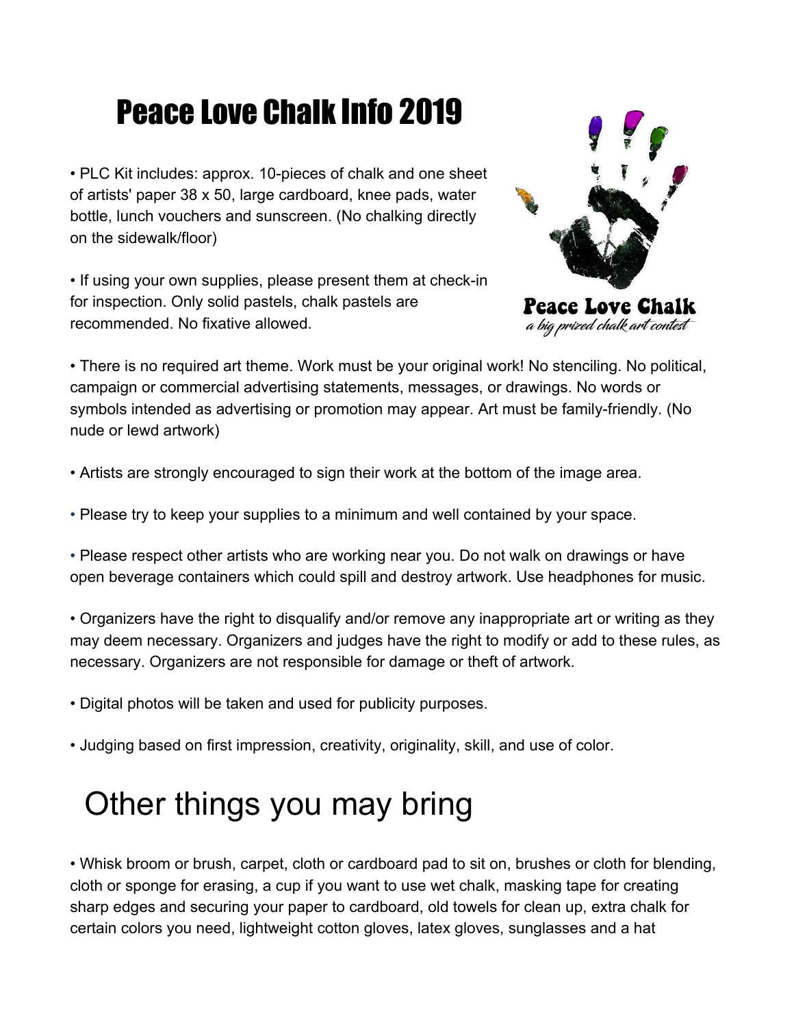# Peace Love Chalk Info 2019

- PLC Kit includes: approx. 10-pieces of chalk and one sheet of artists' paper 38 x 50, large cardboard, knee pads, water bottle, lunch vouchers and sunscreen. (No chalking directly on the sidewalk/floor)

- If using your own supplies, please present them at check-in for inspection. Only solid pastels, chalk pastels are recommended. No fixative allowed.

Peace Love Chalk
*a big prized chalk art contest*

- There is no required art theme. Work must be your original work! No stenciling. No political, campaign or commercial advertising statements, messages, or drawings. No words or symbols intended as advertising or promotion may appear. Art must be family-friendly. (No nude or lewd artwork)

- Artists are strongly encouraged to sign their work at the bottom of the image area.

- Please try to keep your supplies to a minimum and well contained by your space.

- Please respect other artists who are working near you. Do not walk on drawings or have open beverage containers which could spill and destroy artwork. Use headphones for music.

- Organizers have the right to disqualify and/or remove any inappropriate art or writing as they may deem necessary. Organizers and judges have the right to modify or add to these rules, as necessary. Organizers are not responsible for damage or theft of artwork.

- Digital photos will be taken and used for publicity purposes.

- Judging based on first impression, creativity, originality, skill, and use of color.

# Other things you may bring

- Whisk broom or brush, carpet, cloth or cardboard pad to sit on, brushes or cloth for blending, cloth or sponge for erasing, a cup if you want to use wet chalk, masking tape for creating sharp edges and securing your paper to cardboard, old towels for clean up, extra chalk for certain colors you need, lightweight cotton gloves, latex gloves, sunglasses and a hat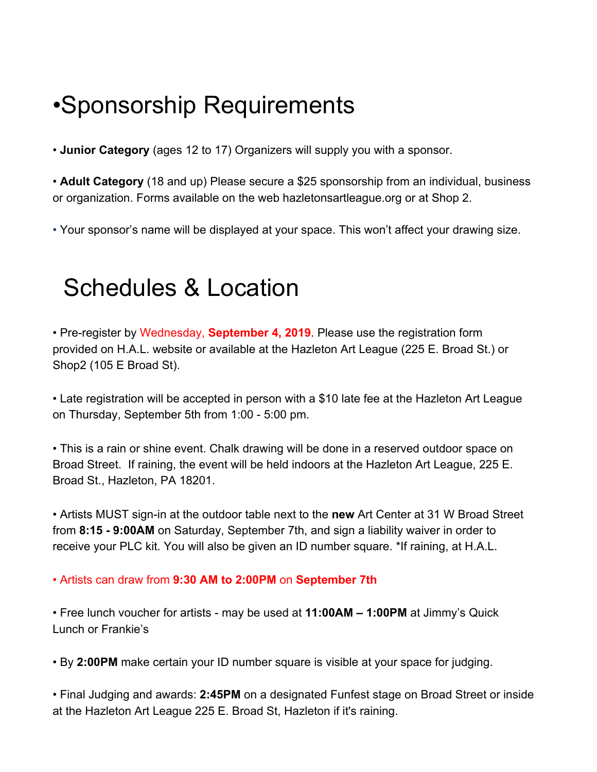# •Sponsorship Requirements

• **Junior Category** (ages 12 to 17) Organizers will supply you with a sponsor.

• **Adult Category** (18 and up) Please secure a $25 sponsorship from an individual, business or organization. Forms available on the web hazletonsartleague.org or at Shop 2.

• Your sponsor's name will be displayed at your space. This won't affect your drawing size.

# Schedules & Location

• Pre-register by Wednesday, **September 4, 2019**. Please use the registration form provided on H.A.L. website or available at the Hazleton Art League (225 E. Broad St.) or Shop2 (105 E Broad St).

• Late registration will be accepted in person with a $10 late fee at the Hazleton Art League on Thursday, September 5th from 1:00 - 5:00 pm.

• This is a rain or shine event. Chalk drawing will be done in a reserved outdoor space on Broad Street. If raining, the event will be held indoors at the Hazleton Art League, 225 E. Broad St., Hazleton, PA 18201.

• Artists MUST sign-in at the outdoor table next to the **new** Art Center at 31 W Broad Street from **8:15 - 9:00AM** on Saturday, September 7th, and sign a liability waiver in order to receive your PLC kit. You will also be given an ID number square. *If raining, at H.A.L.

• Artists can draw from **9:30 AM to 2:00PM** on **September 7th**

• Free lunch voucher for artists - may be used at **11:00AM – 1:00PM** at Jimmy's Quick Lunch or Frankie's

• By **2:00PM** make certain your ID number square is visible at your space for judging.

• Final Judging and awards: **2:45PM** on a designated Funfest stage on Broad Street or inside at the Hazleton Art League 225 E. Broad St, Hazleton if it's raining.